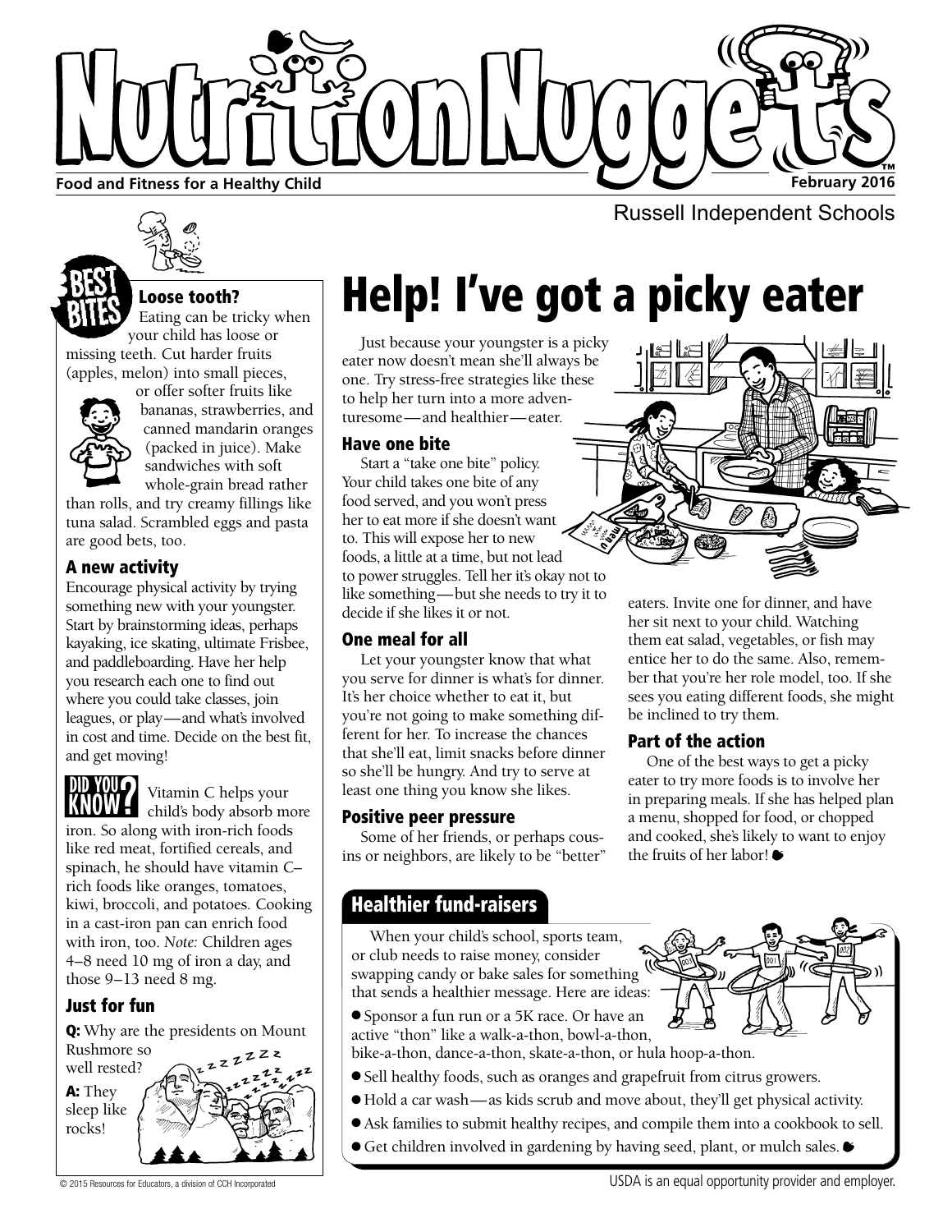# Nutrition Nuggets™

**Food and Fitness for a Healthy Child** — **February 2016**

Russell Independent Schools

## BEST BITES

### Loose tooth?

Eating can be tricky when your child has loose or missing teeth. Cut harder fruits (apples, melon) into small pieces, or offer softer fruits like bananas, strawberries, and canned mandarin oranges (packed in juice). Make sandwiches with soft whole-grain bread rather than rolls, and try creamy fillings like tuna salad. Scrambled eggs and pasta are good bets, too.

### A new activity

Encourage physical activity by trying something new with your youngster. Start by brainstorming ideas, perhaps kayaking, ice skating, ultimate Frisbee, and paddleboarding. Have her help you research each one to find out where you could take classes, join leagues, or play—and what's involved in cost and time. Decide on the best fit, and get moving!

**DID YOU KNOW?** Vitamin C helps your child's body absorb more iron. So along with iron-rich foods like red meat, fortified cereals, and spinach, he should have vitamin C–rich foods like oranges, tomatoes, kiwi, broccoli, and potatoes. Cooking in a cast-iron pan can enrich food with iron, too. *Note:* Children ages 4–8 need 10 mg of iron a day, and those 9–13 need 8 mg.

### Just for fun

**Q:** Why are the presidents on Mount Rushmore so well rested?

**A:** They sleep like rocks!

# Help! I've got a picky eater

Just because your youngster is a picky eater now doesn't mean she'll always be one. Try stress-free strategies like these to help her turn into a more adventuresome—and healthier—eater.

### Have one bite

Start a "take one bite" policy. Your child takes one bite of any food served, and you won't press her to eat more if she doesn't want to. This will expose her to new foods, a little at a time, but not lead to power struggles. Tell her it's okay not to like something—but she needs to try it to decide if she likes it or not.

### One meal for all

Let your youngster know that what you serve for dinner is what's for dinner. It's her choice whether to eat it, but you're not going to make something different for her. To increase the chances that she'll eat, limit snacks before dinner so she'll be hungry. And try to serve at least one thing you know she likes.

### Positive peer pressure

Some of her friends, or perhaps cousins or neighbors, are likely to be "better" eaters. Invite one for dinner, and have her sit next to your child. Watching them eat salad, vegetables, or fish may entice her to do the same. Also, remember that you're her role model, too. If she sees you eating different foods, she might be inclined to try them.

### Part of the action

One of the best ways to get a picky eater to try more foods is to involve her in preparing meals. If she has helped plan a menu, shopped for food, or chopped and cooked, she's likely to want to enjoy the fruits of her labor!

## Healthier fund-raisers

When your child's school, sports team, or club needs to raise money, consider swapping candy or bake sales for something that sends a healthier message. Here are ideas:

- Sponsor a fun run or a 5K race. Or have an active "thon" like a walk-a-thon, bowl-a-thon, bike-a-thon, dance-a-thon, skate-a-thon, or hula hoop-a-thon.
- Sell healthy foods, such as oranges and grapefruit from citrus growers.
- Hold a car wash—as kids scrub and move about, they'll get physical activity.
- Ask families to submit healthy recipes, and compile them into a cookbook to sell.
- Get children involved in gardening by having seed, plant, or mulch sales.

© 2015 Resources for Educators, a division of CCH Incorporated

USDA is an equal opportunity provider and employer.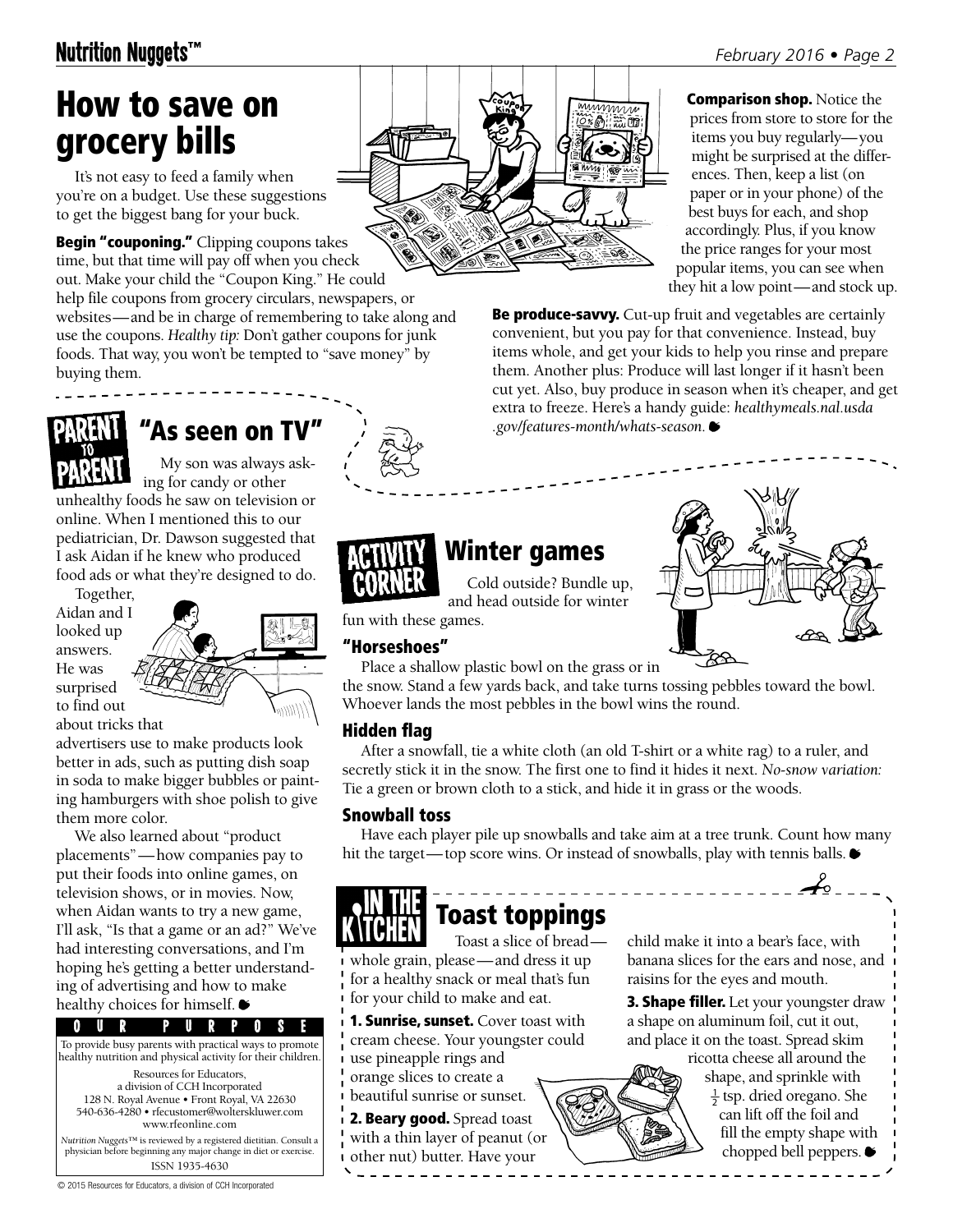# How to save on grocery bills

It's not easy to feed a family when you're on a budget. Use these suggestions to get the biggest bang for your buck.

**Begin "couponing."** Clipping coupons takes time, but that time will pay off when you check out. Make your child the "Coupon King." He could help file coupons from grocery circulars, newspapers, or websites—and be in charge of remembering to take along and use the coupons. *Healthy tip:* Don't gather coupons for junk foods. That way, you won't be tempted to "save money" by buying them.

**Comparison shop.** Notice the prices from store to store for the items you buy regularly—you might be surprised at the differences. Then, keep a list (on paper or in your phone) of the best buys for each, and shop accordingly. Plus, if you know the price ranges for your most popular items, you can see when they hit a low point—and stock up.

**Be produce-savvy.** Cut-up fruit and vegetables are certainly convenient, but you pay for that convenience. Instead, buy items whole, and get your kids to help you rinse and prepare them. Another plus: Produce will last longer if it hasn't been cut yet. Also, buy produce in season when it's cheaper, and get extra to freeze. Here's a handy guide: *healthymeals.nal.usda.gov/features-month/whats-season.*

## PARENT TO PARENT: "As seen on TV"

My son was always asking for candy or other unhealthy foods he saw on television or online. When I mentioned this to our pediatrician, Dr. Dawson suggested that I ask Aidan if he knew who produced food ads or what they're designed to do.

Together, Aidan and I looked up answers. He was surprised to find out about tricks that advertisers use to make products look better in ads, such as putting dish soap in soda to make bigger bubbles or painting hamburgers with shoe polish to give them more color.

We also learned about "product placements"—how companies pay to put their foods into online games, on television shows, or in movies. Now, when Aidan wants to try a new game, I'll ask, "Is that a game or an ad?" We've had interesting conversations, and I'm hoping he's getting a better understanding of advertising and how to make healthy choices for himself.

## ACTIVITY CORNER: Winter games

Cold outside? Bundle up, and head outside for winter fun with these games.

### "Horseshoes"

Place a shallow plastic bowl on the grass or in the snow. Stand a few yards back, and take turns tossing pebbles toward the bowl. Whoever lands the most pebbles in the bowl wins the round.

### Hidden flag

After a snowfall, tie a white cloth (an old T-shirt or a white rag) to a ruler, and secretly stick it in the snow. The first one to find it hides it next. *No-snow variation:* Tie a green or brown cloth to a stick, and hide it in grass or the woods.

### Snowball toss

Have each player pile up snowballs and take aim at a tree trunk. Count how many hit the target—top score wins. Or instead of snowballs, play with tennis balls.

## IN THE KITCHEN: Toast toppings

Toast a slice of bread—whole grain, please—and dress it up for a healthy snack or meal that's fun for your child to make and eat.

**1. Sunrise, sunset.** Cover toast with cream cheese. Your youngster could use pineapple rings and orange slices to create a beautiful sunrise or sunset.

**2. Beary good.** Spread toast with a thin layer of peanut (or other nut) butter. Have your child make it into a bear's face, with banana slices for the ears and nose, and raisins for the eyes and mouth.

**3. Shape filler.** Let your youngster draw a shape on aluminum foil, cut it out, and place it on the toast. Spread skim ricotta cheese all around the shape, and sprinkle with $\frac{1}{2}$ tsp. dried oregano. She can lift off the foil and fill the empty shape with chopped bell peppers.

---

**OUR PURPOSE**

To provide busy parents with practical ways to promote healthy nutrition and physical activity for their children.

Resources for Educators, a division of CCH Incorporated
128 N. Royal Avenue • Front Royal, VA 22630
540-636-4280 • rfecustomer@wolterskluwer.com
www.rfeonline.com

*Nutrition Nuggets™* is reviewed by a registered dietitian. Consult a physician before beginning any major change in diet or exercise.

ISSN 1935-4630

© 2015 Resources for Educators, a division of CCH Incorporated